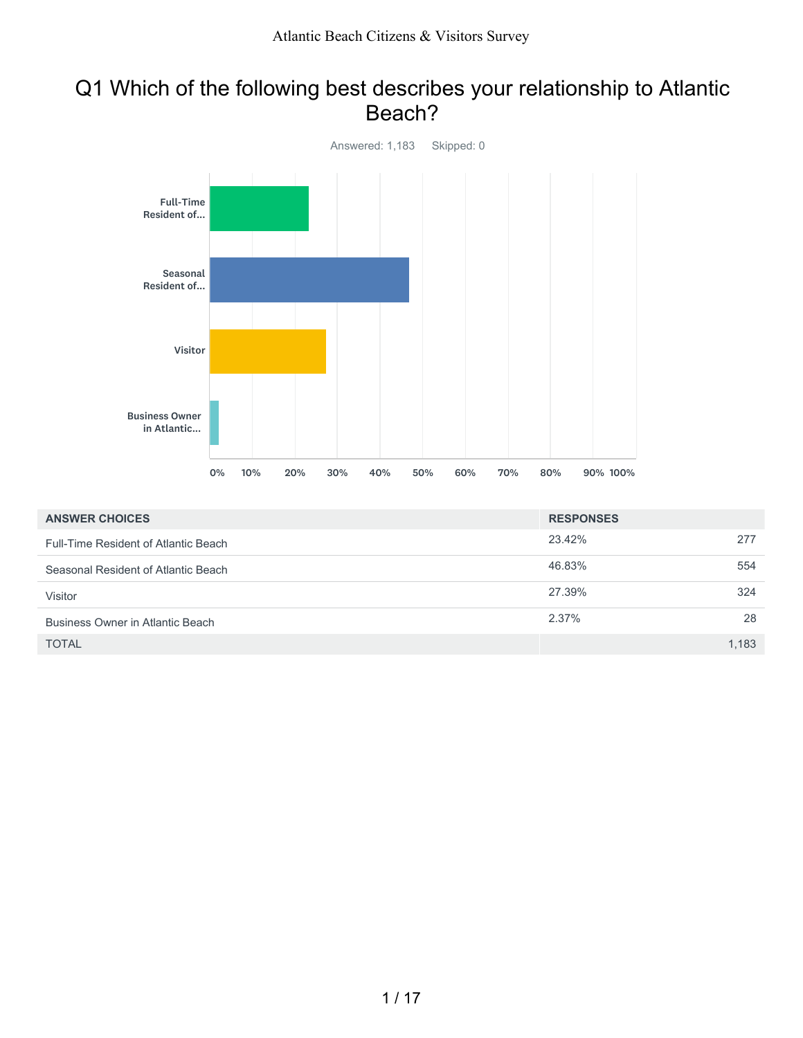Atlantic Beach Citizens & Visitors Survey

# Q1 Which of the following best describes your relationship to Atlantic Beach?

Answered: 1,183 Skipped: 0

| ANSWER CHOICES | RESPONSES | |
|---|---|---|
| Full-Time Resident of Atlantic Beach | 23.42% | 277 |
| Seasonal Resident of Atlantic Beach | 46.83% | 554 |
| Visitor | 27.39% | 324 |
| Business Owner in Atlantic Beach | 2.37% | 28 |
| TOTAL | | 1,183 |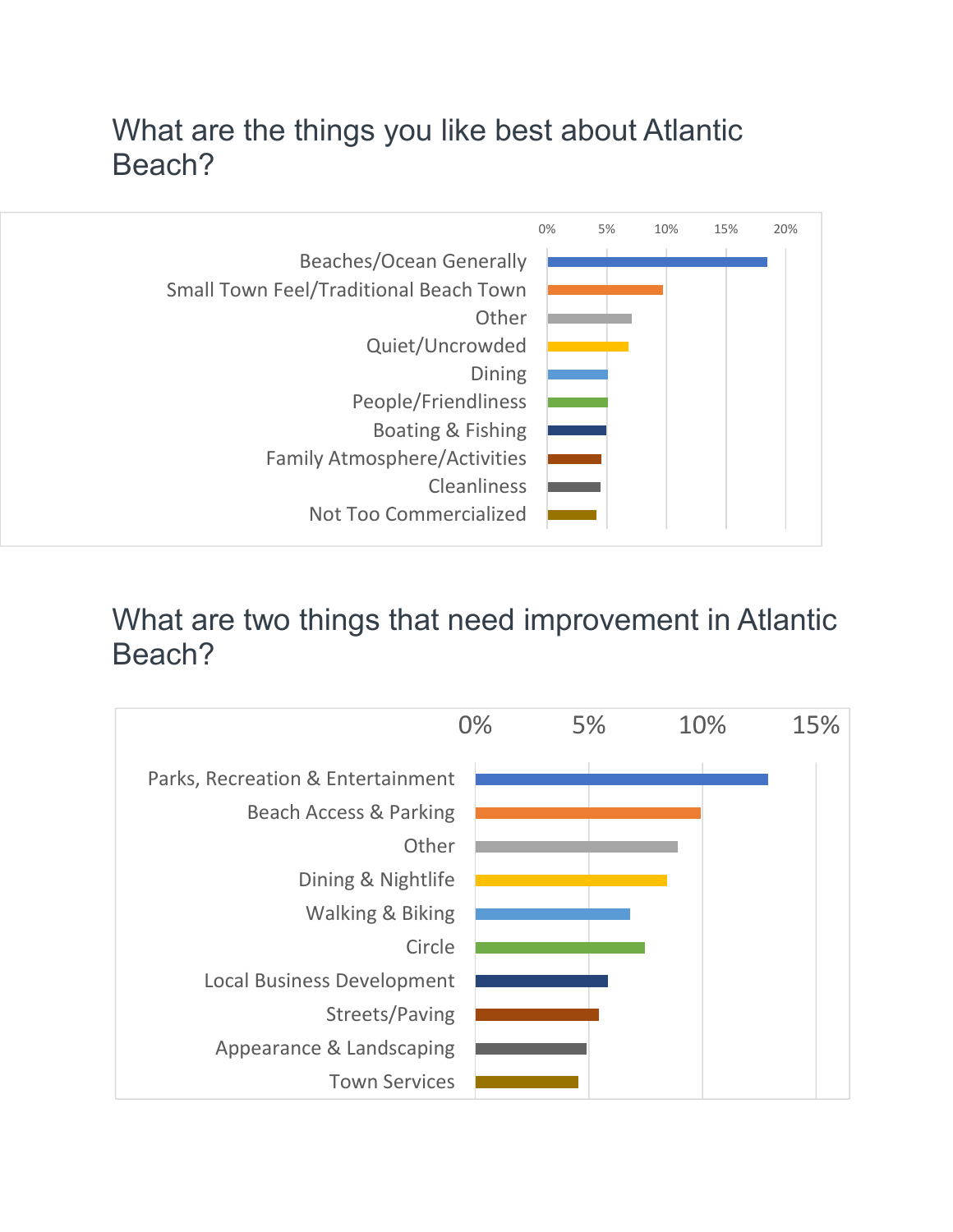## What are the things you like best about Atlantic Beach?

| Response | Percentage (approx.) |
|---|---|
| Beaches/Ocean Generally | ~18% |
| Small Town Feel/Traditional Beach Town | ~10% |
| Other | ~7% |
| Quiet/Uncrowded | ~7% |
| Dining | ~5% |
| People/Friendliness | ~5% |
| Boating & Fishing | ~5% |
| Family Atmosphere/Activities | ~4.5% |
| Cleanliness | ~4.5% |
| Not Too Commercialized | ~4% |

## What are two things that need improvement in Atlantic Beach?

| Response | Percentage (approx.) |
|---|---|
| Parks, Recreation & Entertainment | ~13% |
| Beach Access & Parking | ~10% |
| Other | ~9% |
| Dining & Nightlife | ~8.5% |
| Walking & Biking | ~7% |
| Circle | ~7.5% |
| Local Business Development | ~6% |
| Streets/Paving | ~5.5% |
| Appearance & Landscaping | ~5% |
| Town Services | ~4.5% |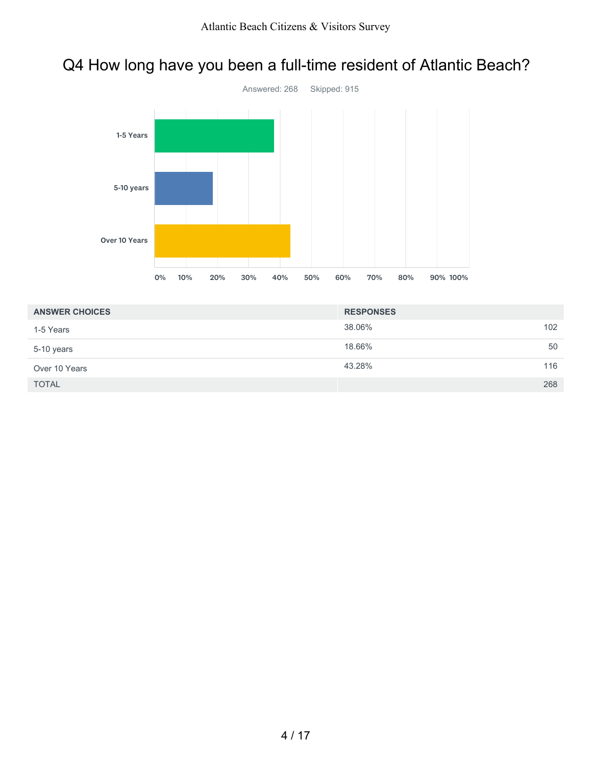# Q4 How long have you been a full-time resident of Atlantic Beach?

Answered: 268 Skipped: 915

| ANSWER CHOICES | RESPONSES | |
|---|---|---|
| 1-5 Years | 38.06% | 102 |
| 5-10 years | 18.66% | 50 |
| Over 10 Years | 43.28% | 116 |
| TOTAL | | 268 |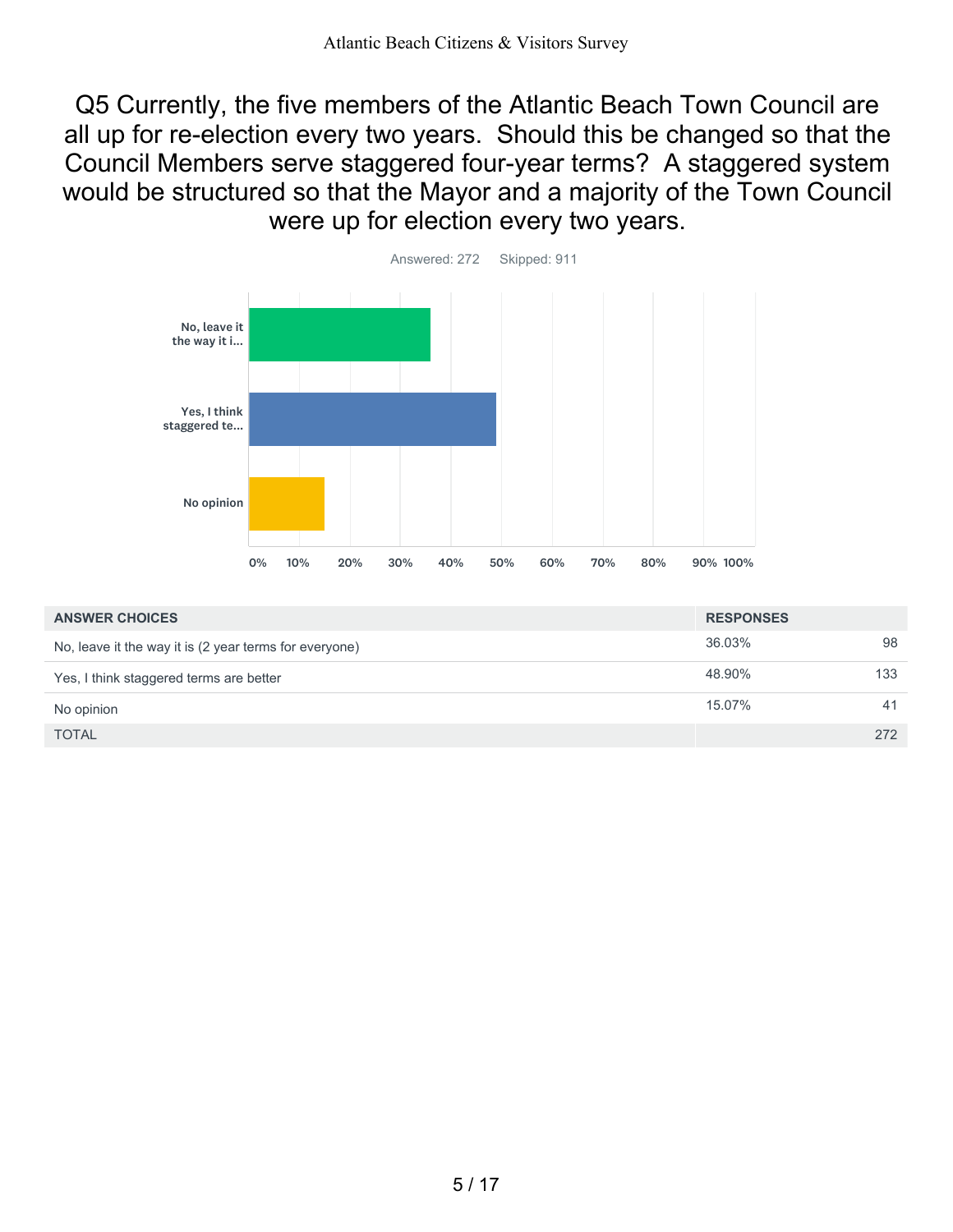## Q5 Currently, the five members of the Atlantic Beach Town Council are all up for re-election every two years. Should this be changed so that the Council Members serve staggered four-year terms? A staggered system would be structured so that the Mayor and a majority of the Town Council were up for election every two years.

Answered: 272 Skipped: 911

| ANSWER CHOICES | RESPONSES | |
|---|---|---|
| No, leave it the way it is (2 year terms for everyone) | 36.03% | 98 |
| Yes, I think staggered terms are better | 48.90% | 133 |
| No opinion | 15.07% | 41 |
| TOTAL | | 272 |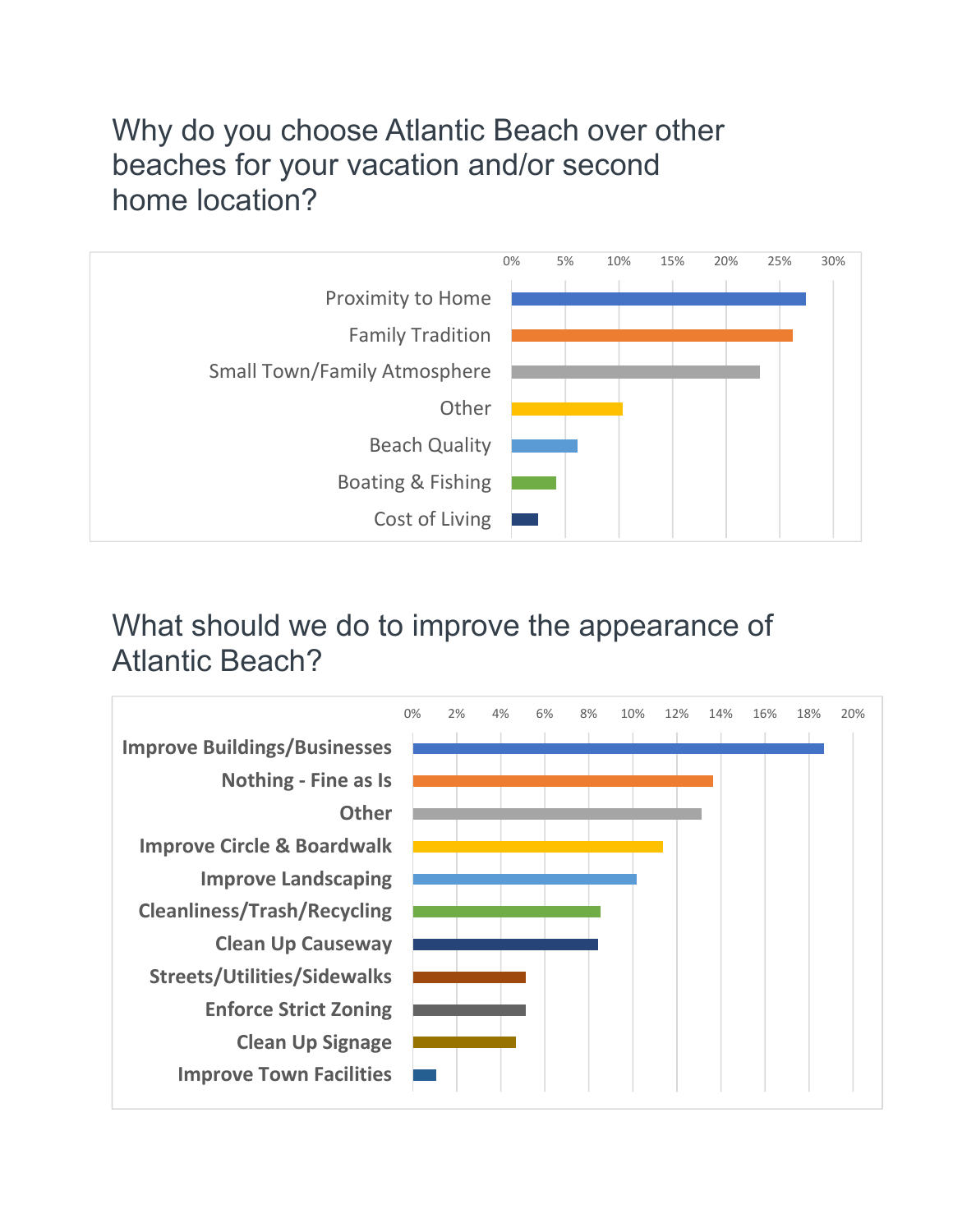## Why do you choose Atlantic Beach over other beaches for your vacation and/or second home location?

| Response |
|---|
| Proximity to Home |
| Family Tradition |
| Small Town/Family Atmosphere |
| Other |
| Beach Quality |
| Boating & Fishing |
| Cost of Living |

0% 5% 10% 15% 20% 25% 30%

## What should we do to improve the appearance of Atlantic Beach?

| Response |
|---|
| Improve Buildings/Businesses |
| Nothing - Fine as Is |
| Other |
| Improve Circle & Boardwalk |
| Improve Landscaping |
| Cleanliness/Trash/Recycling |
| Clean Up Causeway |
| Streets/Utilities/Sidewalks |
| Enforce Strict Zoning |
| Clean Up Signage |
| Improve Town Facilities |

0% 2% 4% 6% 8% 10% 12% 14% 16% 18% 20%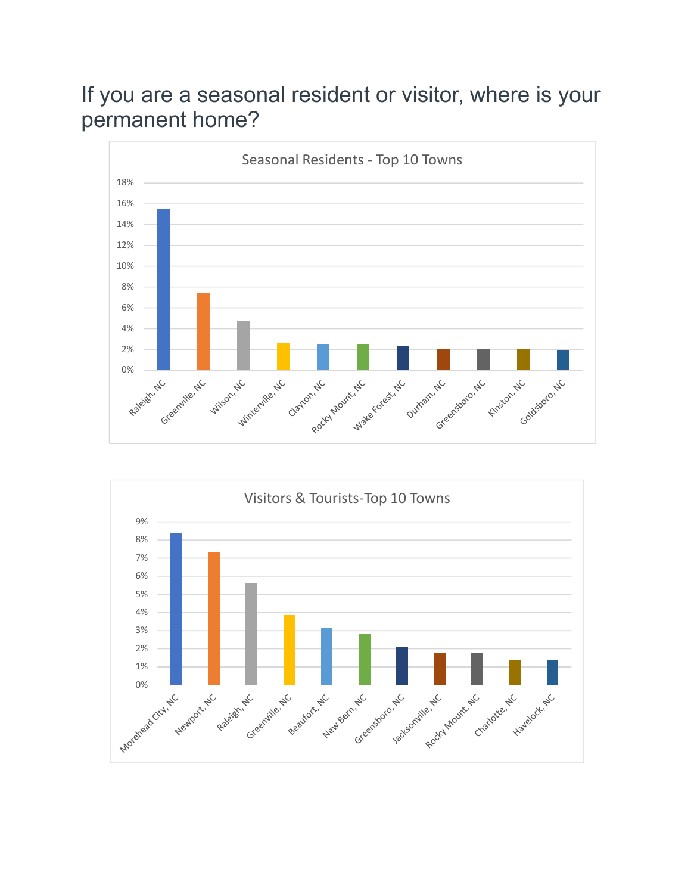# If you are a seasonal resident or visitor, where is your permanent home?

**Seasonal Residents - Top 10 Towns**

| Town | Percent (approx.) |
|---|---|
| Raleigh, NC | 15.5% |
| Greenville, NC | 7.4% |
| Wilson, NC | 4.7% |
| Winterville, NC | 2.6% |
| Clayton, NC | 2.4% |
| Rocky Mount, NC | 2.4% |
| Wake Forest, NC | 2.2% |
| Durham, NC | 2.0% |
| Greensboro, NC | 2.0% |
| Kinston, NC | 2.0% |
| Goldsboro, NC | 1.8% |

**Visitors & Tourists-Top 10 Towns**

| Town | Percent (approx.) |
|---|---|
| Morehead City, NC | 8.4% |
| Newport, NC | 7.3% |
| Raleigh, NC | 5.6% |
| Greenville, NC | 3.8% |
| Beaufort, NC | 3.1% |
| New Bern, NC | 2.8% |
| Greensboro, NC | 2.1% |
| Jacksonville, NC | 1.7% |
| Rocky Mount, NC | 1.7% |
| Charlotte, NC | 1.4% |
| Havelock, NC | 1.4% |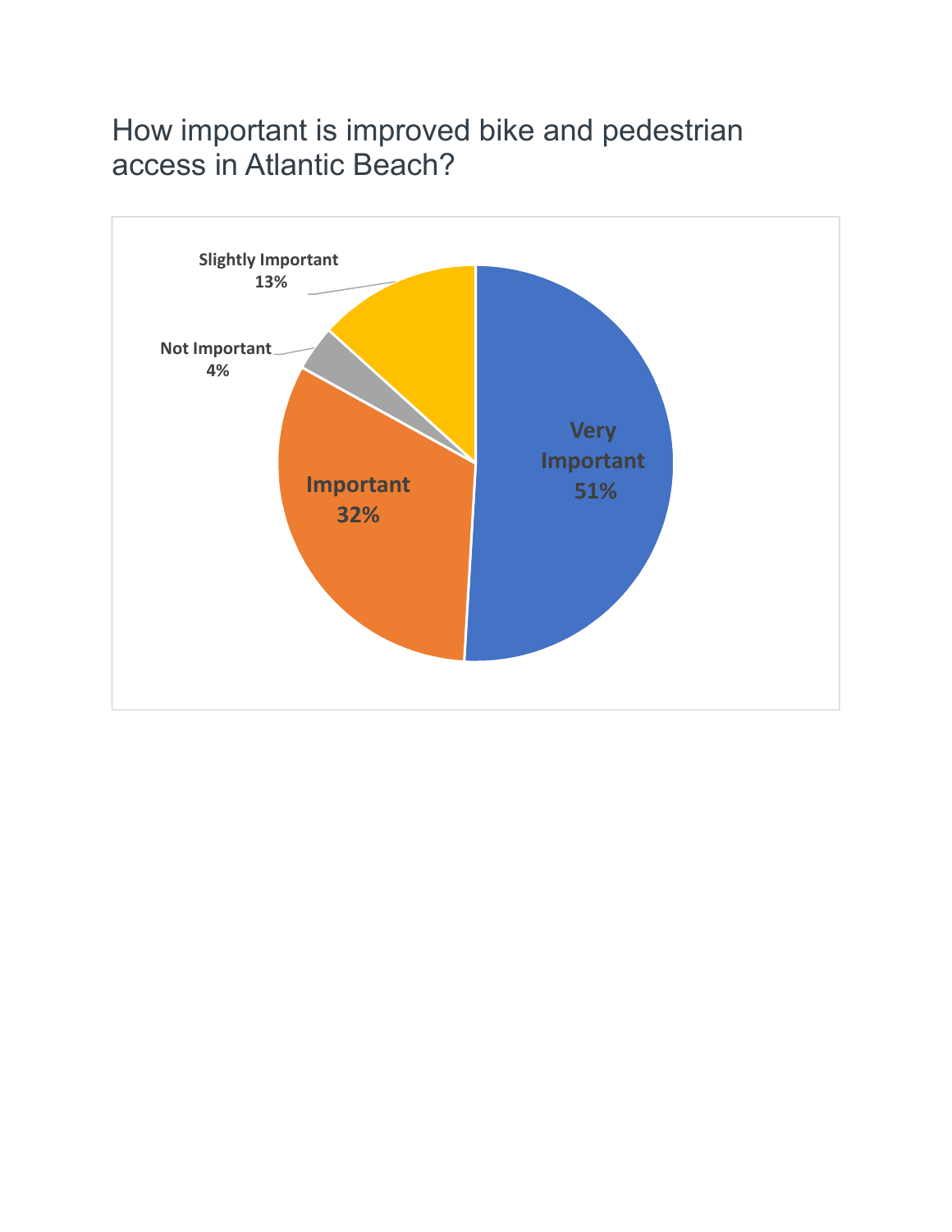## How important is improved bike and pedestrian access in Atlantic Beach?

Slightly Important
13%

Not Important
4%

Very Important
51%

Important
32%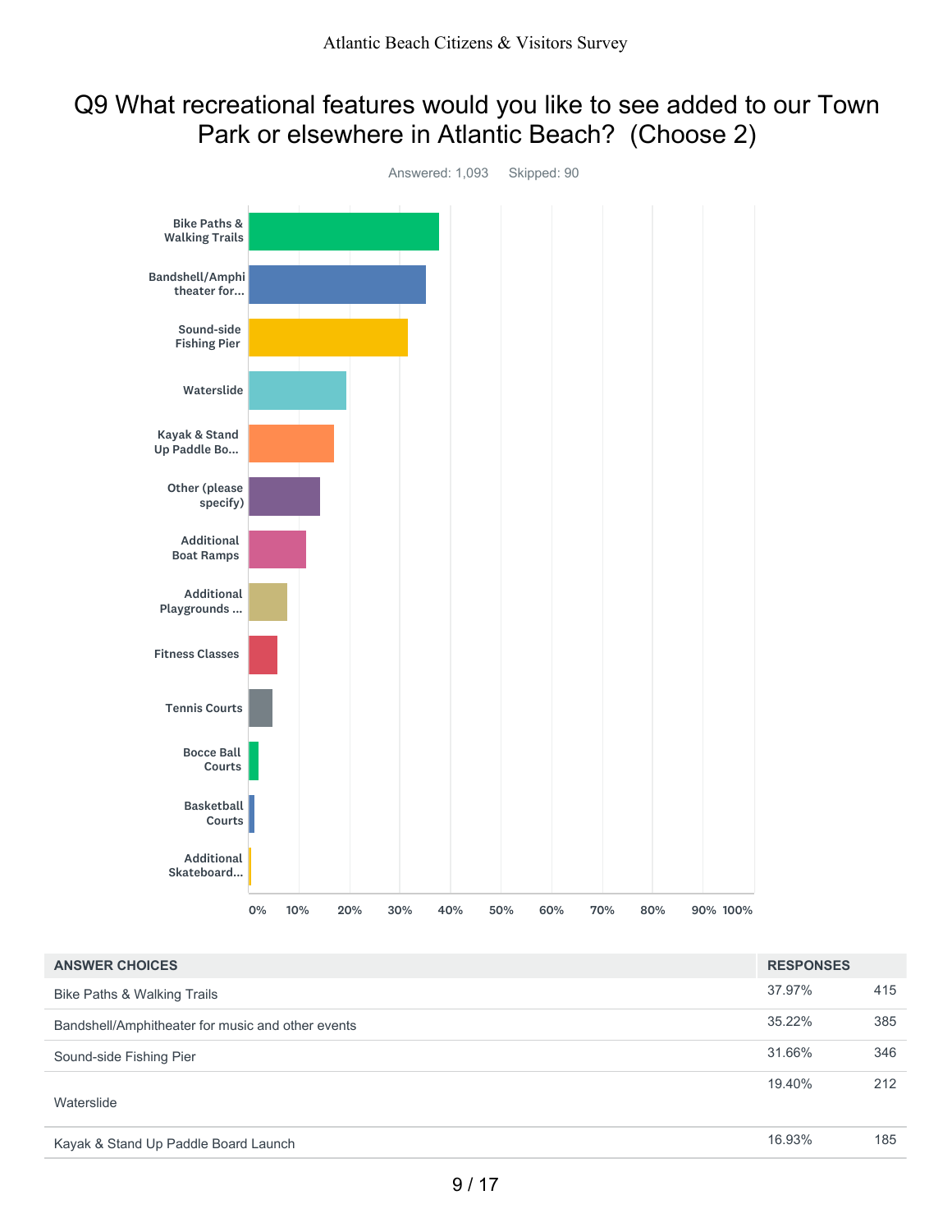# Q9 What recreational features would you like to see added to our Town Park or elsewhere in Atlantic Beach? (Choose 2)

Answered: 1,093 Skipped: 90

| ANSWER CHOICES | RESPONSES | |
|---|---|---|
| Bike Paths & Walking Trails | 37.97% | 415 |
| Bandshell/Amphitheater for music and other events | 35.22% | 385 |
| Sound-side Fishing Pier | 31.66% | 346 |
| Waterslide | 19.40% | 212 |
| Kayak & Stand Up Paddle Board Launch | 16.93% | 185 |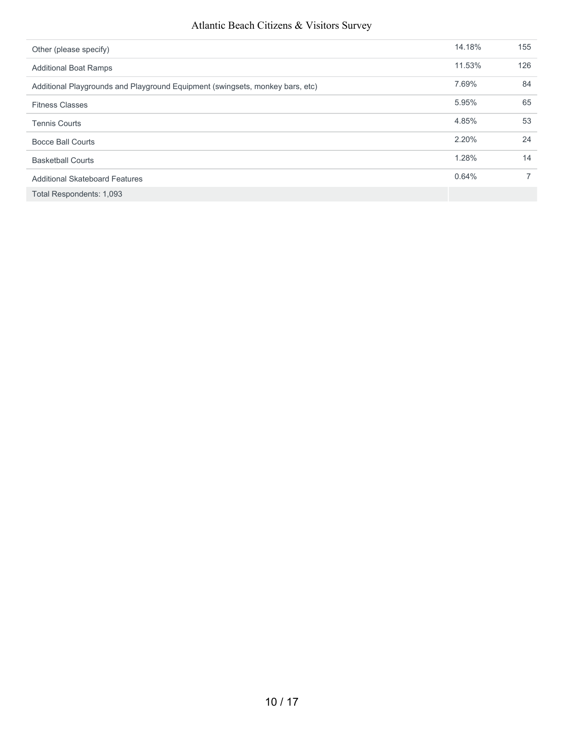| | | |
|---|---|---|
| Other (please specify) | 14.18% | 155 |
| Additional Boat Ramps | 11.53% | 126 |
| Additional Playgrounds and Playground Equipment (swingsets, monkey bars, etc) | 7.69% | 84 |
| Fitness Classes | 5.95% | 65 |
| Tennis Courts | 4.85% | 53 |
| Bocce Ball Courts | 2.20% | 24 |
| Basketball Courts | 1.28% | 14 |
| Additional Skateboard Features | 0.64% | 7 |
| Total Respondents: 1,093 | | |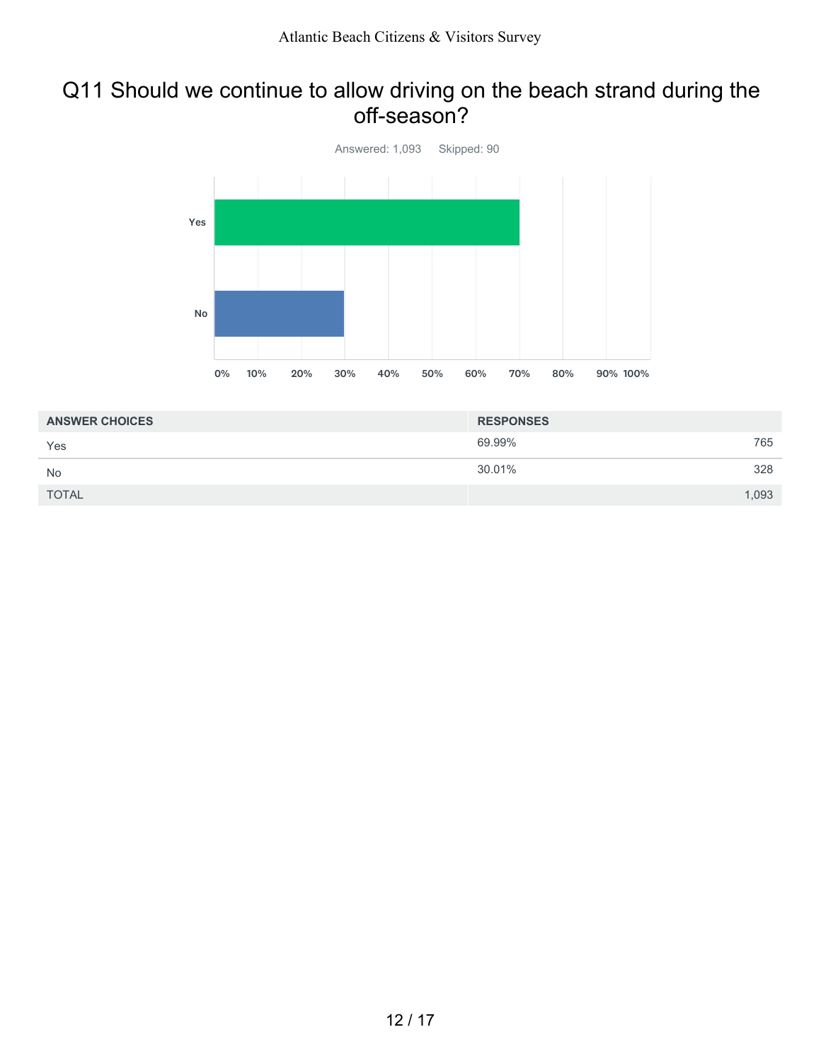# Q11 Should we continue to allow driving on the beach strand during the off-season?

Answered: 1,093 Skipped: 90

| ANSWER CHOICES | RESPONSES | |
|---|---|---|
| Yes | 69.99% | 765 |
| No | 30.01% | 328 |
| TOTAL | | 1,093 |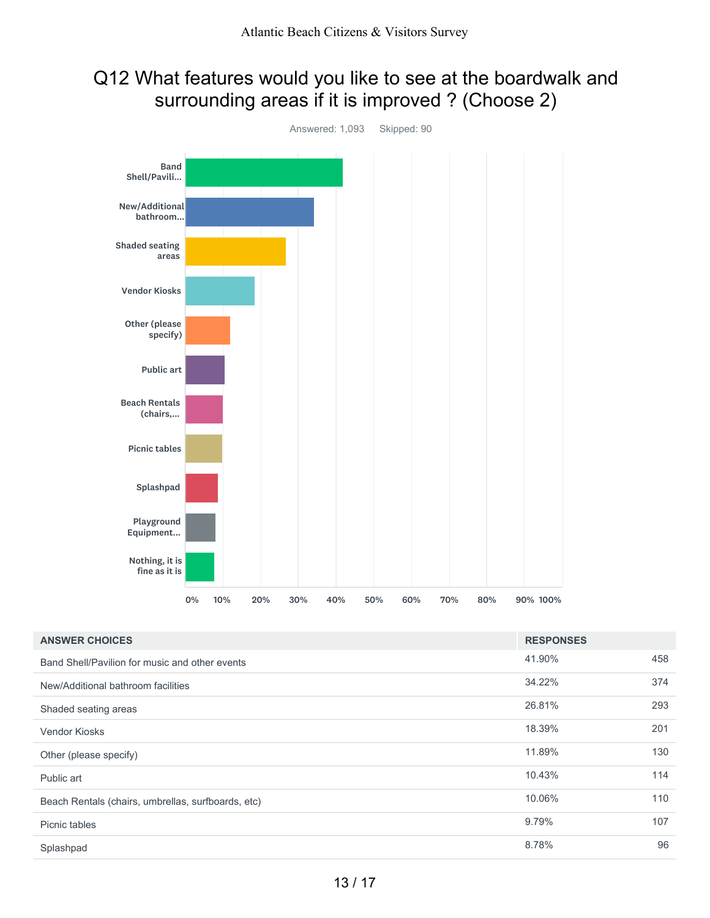## Q12 What features would you like to see at the boardwalk and surrounding areas if it is improved ? (Choose 2)

Answered: 1,093    Skipped: 90

| ANSWER CHOICES | RESPONSES | |
|---|---|---|
| Band Shell/Pavilion for music and other events | 41.90% | 458 |
| New/Additional bathroom facilities | 34.22% | 374 |
| Shaded seating areas | 26.81% | 293 |
| Vendor Kiosks | 18.39% | 201 |
| Other (please specify) | 11.89% | 130 |
| Public art | 10.43% | 114 |
| Beach Rentals (chairs, umbrellas, surfboards, etc) | 10.06% | 110 |
| Picnic tables | 9.79% | 107 |
| Splashpad | 8.78% | 96 |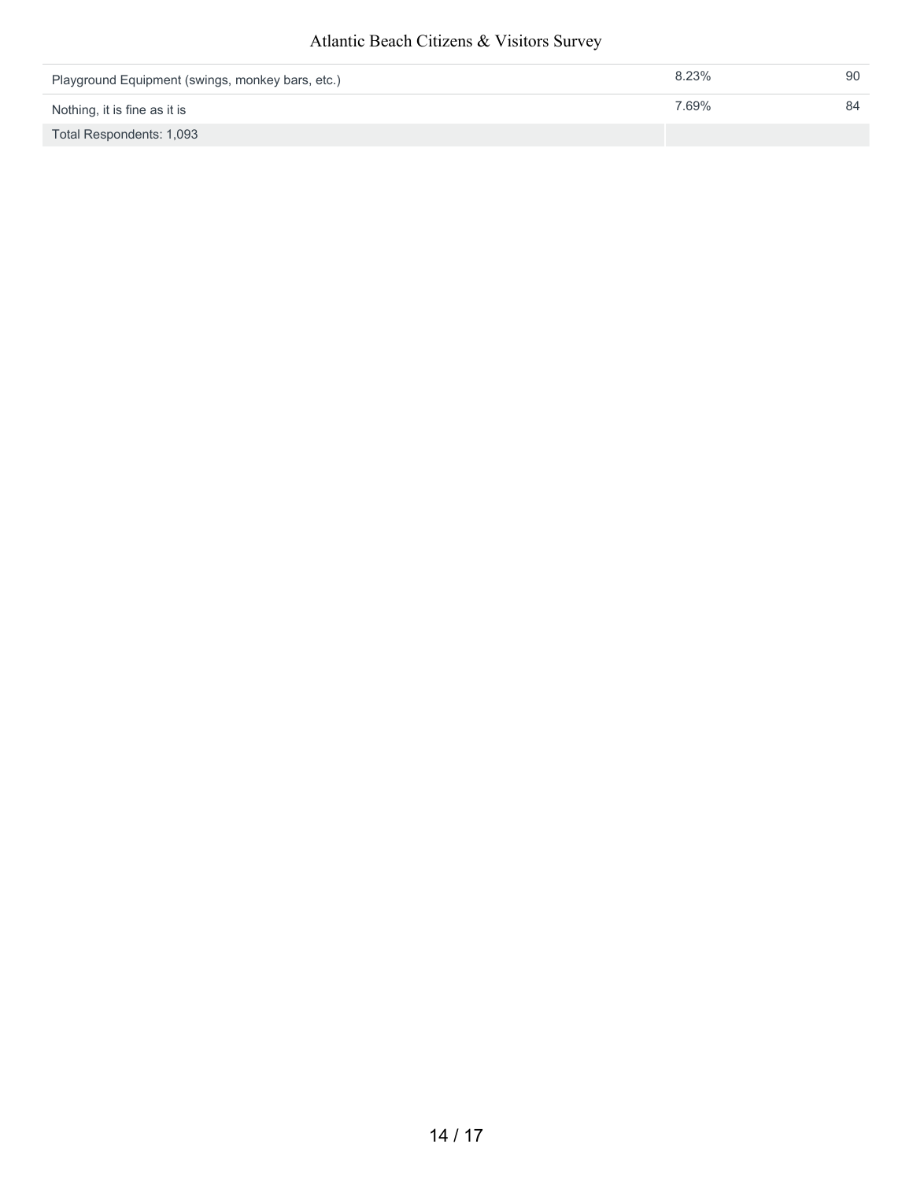| | | |
|---|---|---|
| Playground Equipment (swings, monkey bars, etc.) | 8.23% | 90 |
| Nothing, it is fine as it is | 7.69% | 84 |
| Total Respondents: 1,093 | | |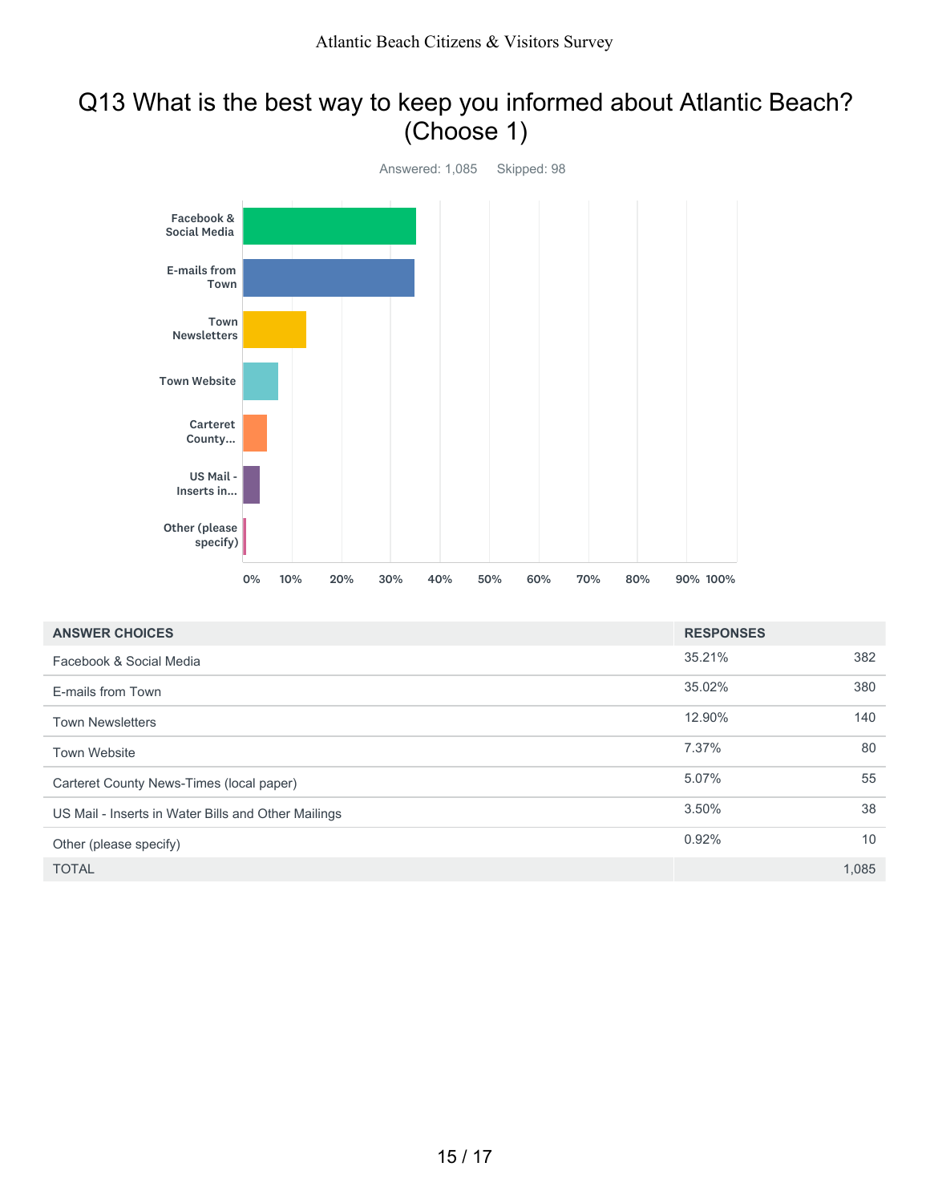# Q13 What is the best way to keep you informed about Atlantic Beach? (Choose 1)

Answered: 1,085    Skipped: 98

| ANSWER CHOICES | RESPONSES | |
|---|---|---|
| Facebook & Social Media | 35.21% | 382 |
| E-mails from Town | 35.02% | 380 |
| Town Newsletters | 12.90% | 140 |
| Town Website | 7.37% | 80 |
| Carteret County News-Times (local paper) | 5.07% | 55 |
| US Mail - Inserts in Water Bills and Other Mailings | 3.50% | 38 |
| Other (please specify) | 0.92% | 10 |
| TOTAL | | 1,085 |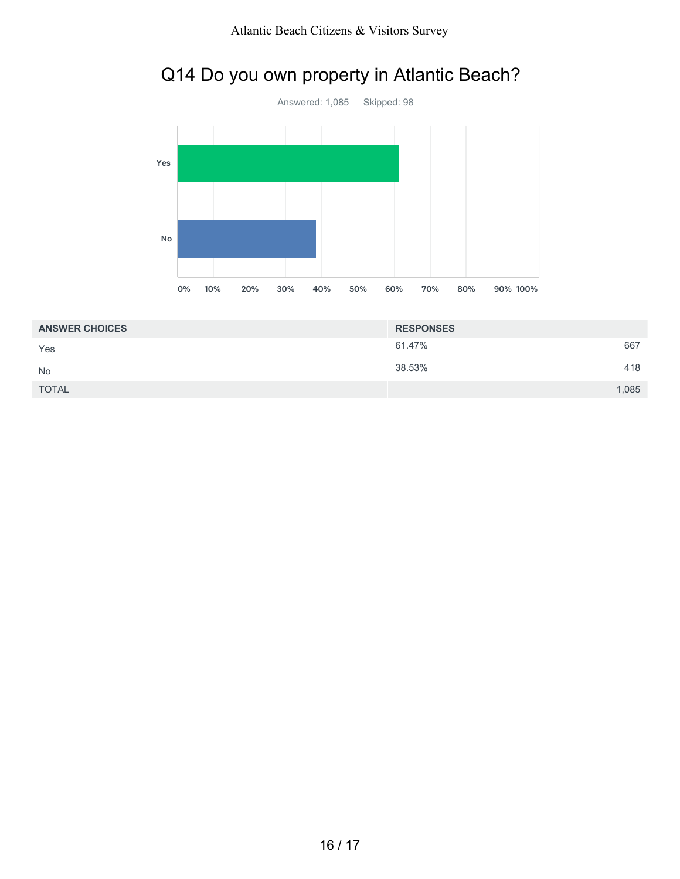## Q14 Do you own property in Atlantic Beach?

Answered: 1,085    Skipped: 98

| ANSWER CHOICES | RESPONSES | |
|---|---|---|
| Yes | 61.47% | 667 |
| No | 38.53% | 418 |
| TOTAL | | 1,085 |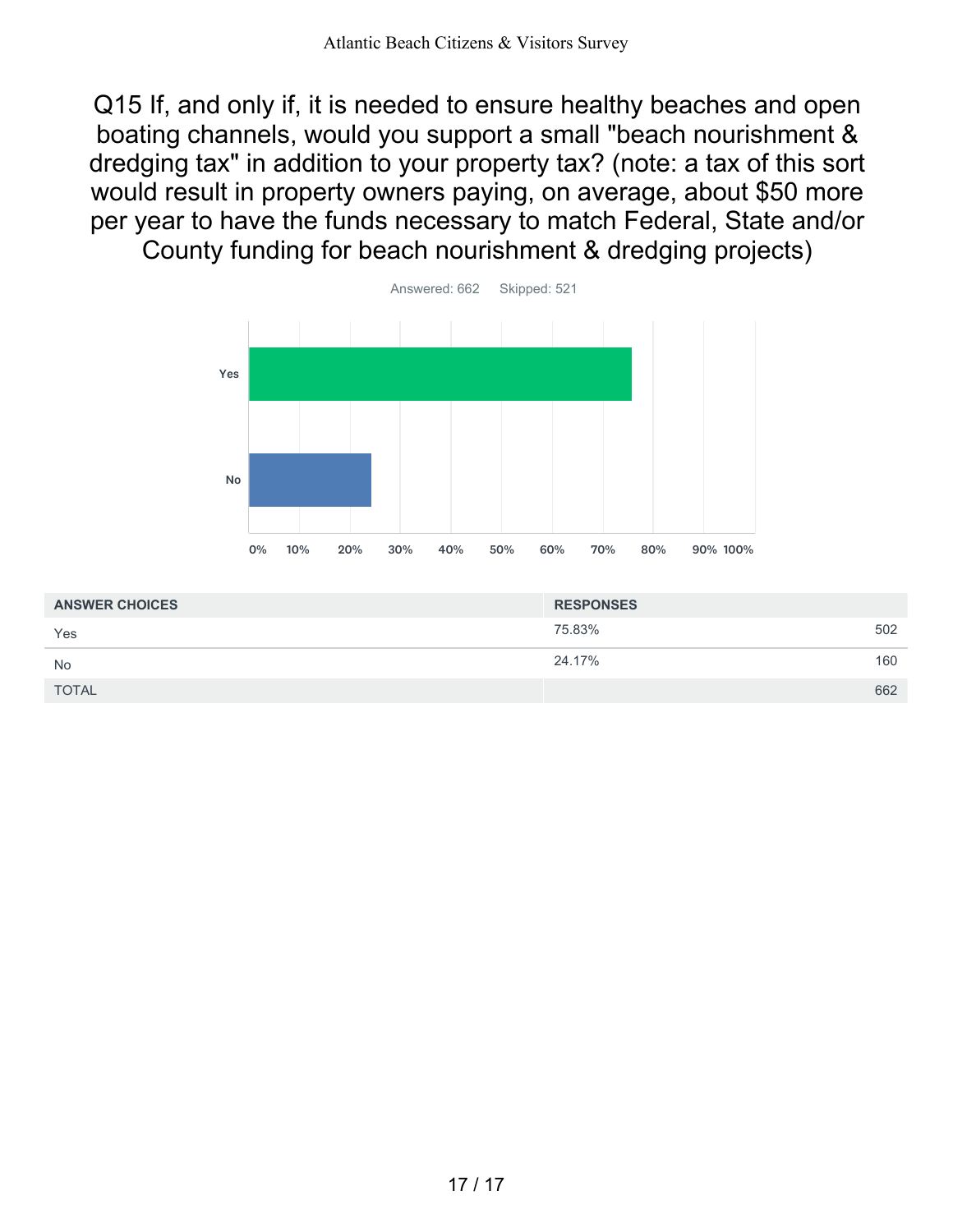## Q15 If, and only if, it is needed to ensure healthy beaches and open boating channels, would you support a small "beach nourishment & dredging tax" in addition to your property tax? (note: a tax of this sort would result in property owners paying, on average, about $50 more per year to have the funds necessary to match Federal, State and/or County funding for beach nourishment & dredging projects)

Answered: 662 Skipped: 521

Yes

No

0% 10% 20% 30% 40% 50% 60% 70% 80% 90% 100%

| ANSWER CHOICES | RESPONSES | |
|---|---|---|
| Yes | 75.83% | 502 |
| No | 24.17% | 160 |
| TOTAL | | 662 |